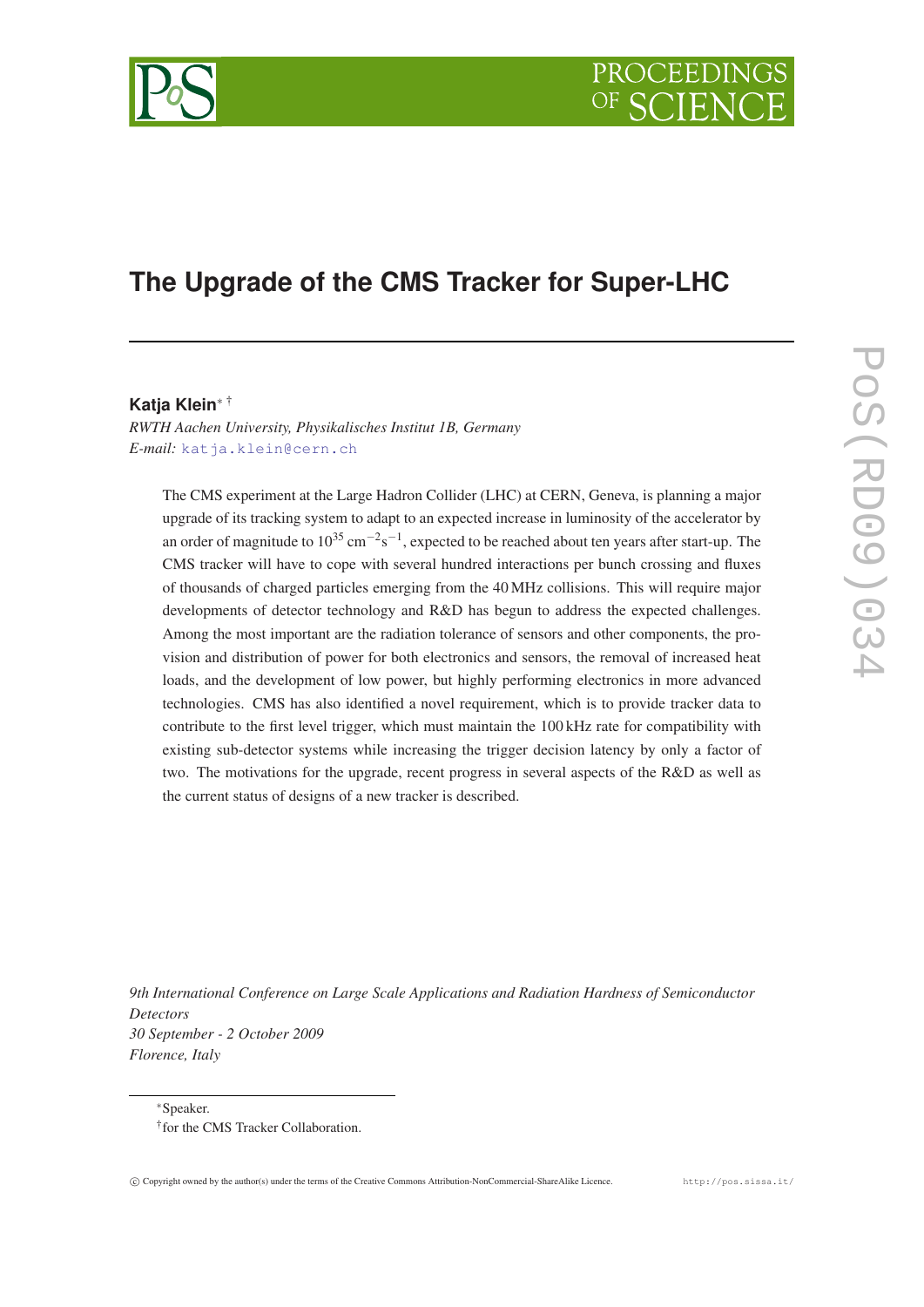# The Upgrade of the CMS Tracker for Super-LHC

**Katja Klein**[*] [†]

*RWTH Aachen University, Physikalisches Institut 1B, Germany*
*E-mail:* katja.klein@cern.ch

The CMS experiment at the Large Hadron Collider (LHC) at CERN, Geneva, is planning a major upgrade of its tracking system to adapt to an expected increase in luminosity of the accelerator by an order of magnitude to $10^{35}\,\mathrm{cm}^{-2}\mathrm{s}^{-1}$, expected to be reached about ten years after start-up. The CMS tracker will have to cope with several hundred interactions per bunch crossing and fluxes of thousands of charged particles emerging from the 40 MHz collisions. This will require major developments of detector technology and R&D has begun to address the expected challenges. Among the most important are the radiation tolerance of sensors and other components, the provision and distribution of power for both electronics and sensors, the removal of increased heat loads, and the development of low power, but highly performing electronics in more advanced technologies. CMS has also identified a novel requirement, which is to provide tracker data to contribute to the first level trigger, which must maintain the 100 kHz rate for compatibility with existing sub-detector systems while increasing the trigger decision latency by only a factor of two. The motivations for the upgrade, recent progress in several aspects of the R&D as well as the current status of designs of a new tracker is described.

*9th International Conference on Large Scale Applications and Radiation Hardness of Semiconductor Detectors*
*30 September - 2 October 2009*
*Florence, Italy*

[*] Speaker.
[†] for the CMS Tracker Collaboration.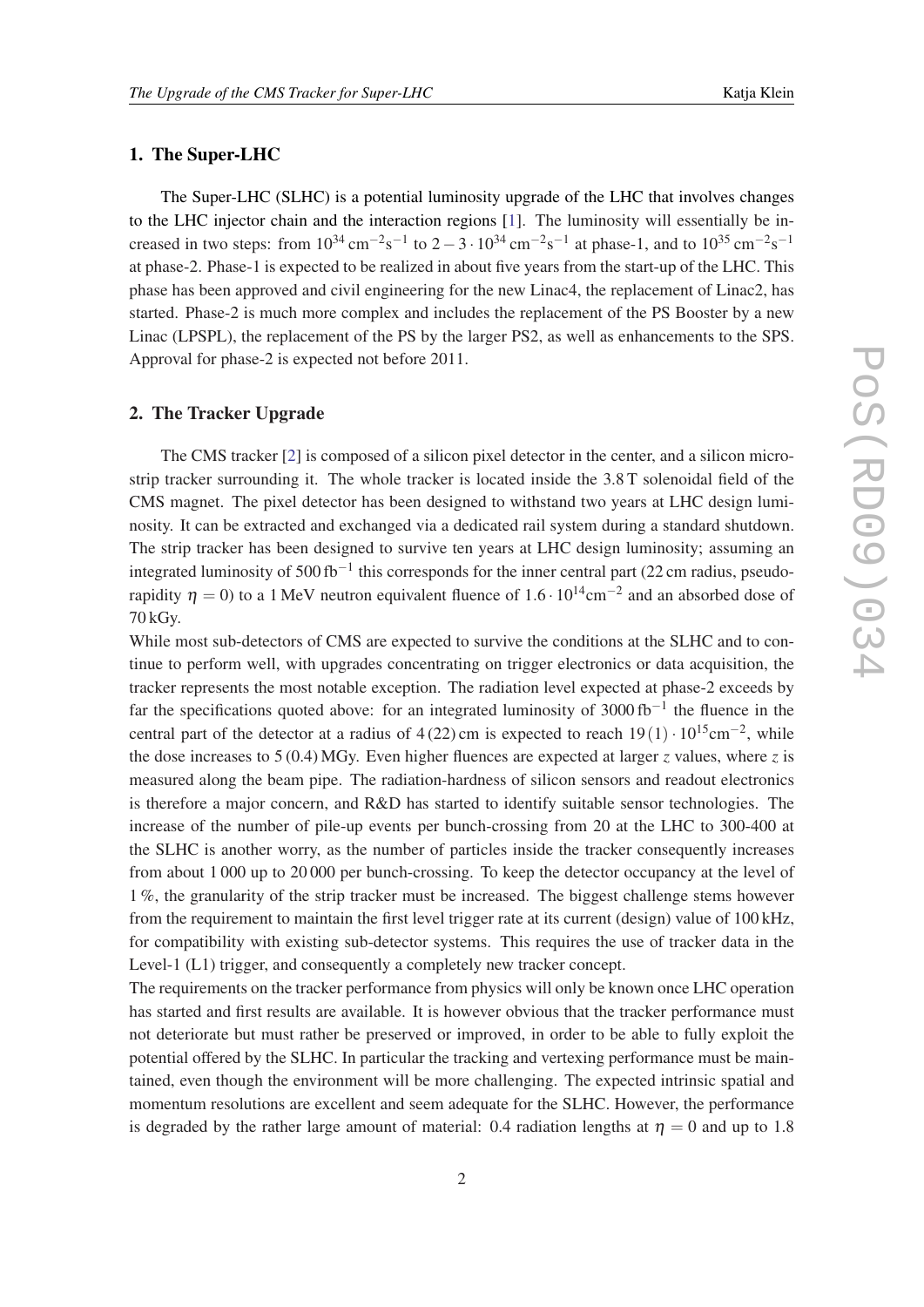## 1. The Super-LHC

The Super-LHC (SLHC) is a potential luminosity upgrade of the LHC that involves changes to the LHC injector chain and the interaction regions [1]. The luminosity will essentially be increased in two steps: from $10^{34}\,\mathrm{cm}^{-2}\mathrm{s}^{-1}$ to $2-3\cdot10^{34}\,\mathrm{cm}^{-2}\mathrm{s}^{-1}$ at phase-1, and to $10^{35}\,\mathrm{cm}^{-2}\mathrm{s}^{-1}$ at phase-2. Phase-1 is expected to be realized in about five years from the start-up of the LHC. This phase has been approved and civil engineering for the new Linac4, the replacement of Linac2, has started. Phase-2 is much more complex and includes the replacement of the PS Booster by a new Linac (LPSPL), the replacement of the PS by the larger PS2, as well as enhancements to the SPS. Approval for phase-2 is expected not before 2011.

## 2. The Tracker Upgrade

The CMS tracker [2] is composed of a silicon pixel detector in the center, and a silicon microstrip tracker surrounding it. The whole tracker is located inside the 3.8 T solenoidal field of the CMS magnet. The pixel detector has been designed to withstand two years at LHC design luminosity. It can be extracted and exchanged via a dedicated rail system during a standard shutdown. The strip tracker has been designed to survive ten years at LHC design luminosity; assuming an integrated luminosity of $500\,\mathrm{fb}^{-1}$ this corresponds for the inner central part (22 cm radius, pseudorapidity $\eta=0$) to a 1 MeV neutron equivalent fluence of $1.6\cdot10^{14}\mathrm{cm}^{-2}$ and an absorbed dose of 70 kGy.

While most sub-detectors of CMS are expected to survive the conditions at the SLHC and to continue to perform well, with upgrades concentrating on trigger electronics or data acquisition, the tracker represents the most notable exception. The radiation level expected at phase-2 exceeds by far the specifications quoted above: for an integrated luminosity of $3000\,\mathrm{fb}^{-1}$ the fluence in the central part of the detector at a radius of 4 (22) cm is expected to reach $19\,(1)\cdot10^{15}\mathrm{cm}^{-2}$, while the dose increases to 5 (0.4) MGy. Even higher fluences are expected at larger $z$ values, where $z$ is measured along the beam pipe. The radiation-hardness of silicon sensors and readout electronics is therefore a major concern, and R&D has started to identify suitable sensor technologies. The increase of the number of pile-up events per bunch-crossing from 20 at the LHC to 300-400 at the SLHC is another worry, as the number of particles inside the tracker consequently increases from about 1 000 up to 20 000 per bunch-crossing. To keep the detector occupancy at the level of 1 %, the granularity of the strip tracker must be increased. The biggest challenge stems however from the requirement to maintain the first level trigger rate at its current (design) value of 100 kHz, for compatibility with existing sub-detector systems. This requires the use of tracker data in the Level-1 (L1) trigger, and consequently a completely new tracker concept.

The requirements on the tracker performance from physics will only be known once LHC operation has started and first results are available. It is however obvious that the tracker performance must not deteriorate but must rather be preserved or improved, in order to be able to fully exploit the potential offered by the SLHC. In particular the tracking and vertexing performance must be maintained, even though the environment will be more challenging. The expected intrinsic spatial and momentum resolutions are excellent and seem adequate for the SLHC. However, the performance is degraded by the rather large amount of material: 0.4 radiation lengths at $\eta=0$ and up to 1.8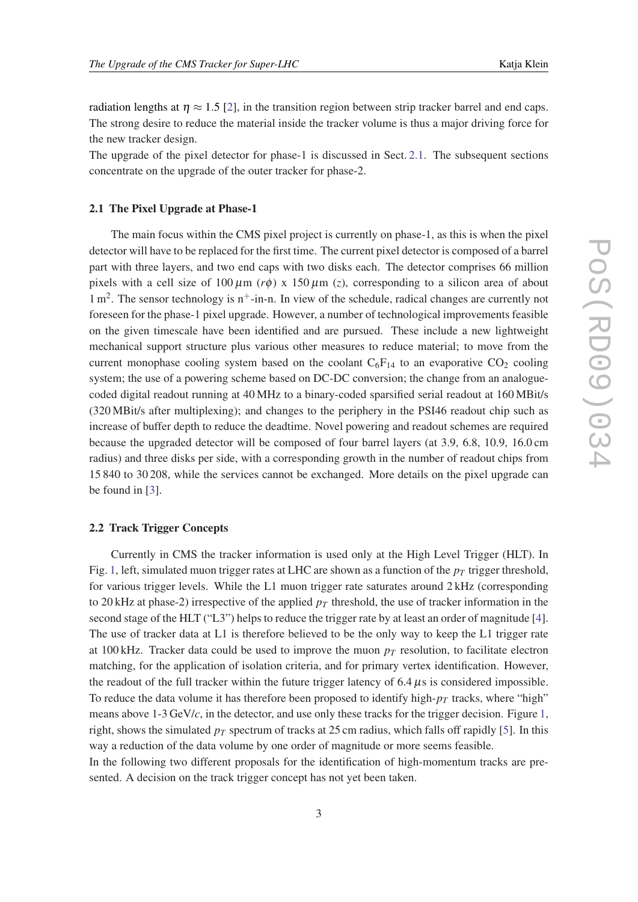radiation lengths at $\eta \approx 1.5$ [2], in the transition region between strip tracker barrel and end caps. The strong desire to reduce the material inside the tracker volume is thus a major driving force for the new tracker design.

The upgrade of the pixel detector for phase-1 is discussed in Sect. 2.1. The subsequent sections concentrate on the upgrade of the outer tracker for phase-2.

### 2.1 The Pixel Upgrade at Phase-1

The main focus within the CMS pixel project is currently on phase-1, as this is when the pixel detector will have to be replaced for the first time. The current pixel detector is composed of a barrel part with three layers, and two end caps with two disks each. The detector comprises 66 million pixels with a cell size of 100 $\mu$m ($r\phi$) x 150 $\mu$m ($z$), corresponding to a silicon area of about 1 m$^2$. The sensor technology is n$^+$-in-n. In view of the schedule, radical changes are currently not foreseen for the phase-1 pixel upgrade. However, a number of technological improvements feasible on the given timescale have been identified and are pursued. These include a new lightweight mechanical support structure plus various other measures to reduce material; to move from the current monophase cooling system based on the coolant $C_6F_{14}$ to an evaporative $CO_2$ cooling system; the use of a powering scheme based on DC-DC conversion; the change from an analogue-coded digital readout running at 40 MHz to a binary-coded sparsified serial readout at 160 MBit/s (320 MBit/s after multiplexing); and changes to the periphery in the PSI46 readout chip such as increase of buffer depth to reduce the deadtime. Novel powering and readout schemes are required because the upgraded detector will be composed of four barrel layers (at 3.9, 6.8, 10.9, 16.0 cm radius) and three disks per side, with a corresponding growth in the number of readout chips from 15 840 to 30 208, while the services cannot be exchanged. More details on the pixel upgrade can be found in [3].

### 2.2 Track Trigger Concepts

Currently in CMS the tracker information is used only at the High Level Trigger (HLT). In Fig. 1, left, simulated muon trigger rates at LHC are shown as a function of the $p_T$ trigger threshold, for various trigger levels. While the L1 muon trigger rate saturates around 2 kHz (corresponding to 20 kHz at phase-2) irrespective of the applied $p_T$ threshold, the use of tracker information in the second stage of the HLT ("L3") helps to reduce the trigger rate by at least an order of magnitude [4]. The use of tracker data at L1 is therefore believed to be the only way to keep the L1 trigger rate at 100 kHz. Tracker data could be used to improve the muon $p_T$ resolution, to facilitate electron matching, for the application of isolation criteria, and for primary vertex identification. However, the readout of the full tracker within the future trigger latency of 6.4 $\mu$s is considered impossible. To reduce the data volume it has therefore been proposed to identify high-$p_T$ tracks, where "high" means above 1-3 GeV/$c$, in the detector, and use only these tracks for the trigger decision. Figure 1, right, shows the simulated $p_T$ spectrum of tracks at 25 cm radius, which falls off rapidly [5]. In this way a reduction of the data volume by one order of magnitude or more seems feasible.

In the following two different proposals for the identification of high-momentum tracks are presented. A decision on the track trigger concept has not yet been taken.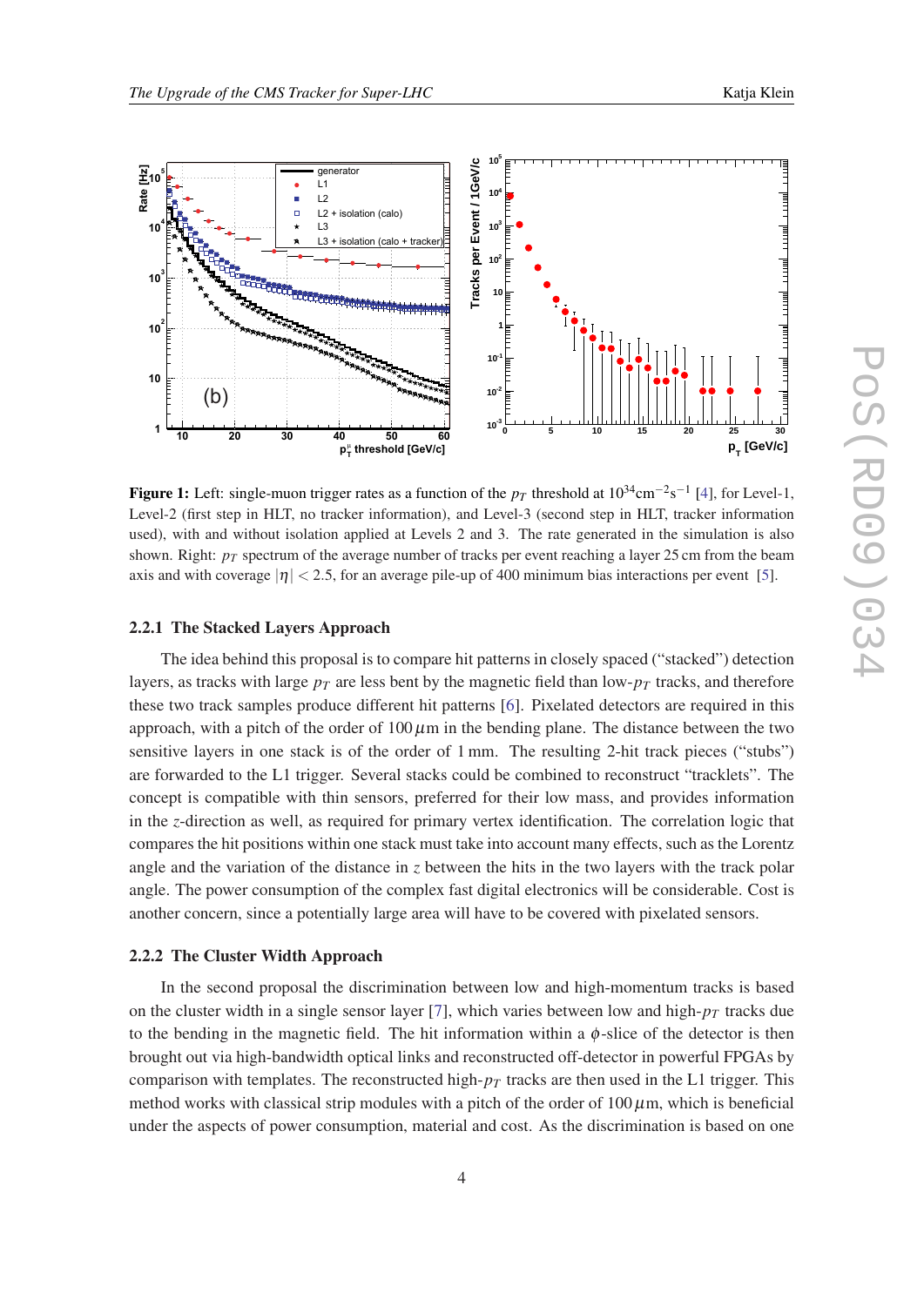**Figure 1:** Left: single-muon trigger rates as a function of the $p_T$ threshold at $10^{34}\mathrm{cm}^{-2}\mathrm{s}^{-1}$ [4], for Level-1, Level-2 (first step in HLT, no tracker information), and Level-3 (second step in HLT, tracker information used), with and without isolation applied at Levels 2 and 3. The rate generated in the simulation is also shown. Right: $p_T$ spectrum of the average number of tracks per event reaching a layer 25 cm from the beam axis and with coverage $|\eta| < 2.5$, for an average pile-up of 400 minimum bias interactions per event [5].

#### 2.2.1 The Stacked Layers Approach

The idea behind this proposal is to compare hit patterns in closely spaced ("stacked") detection layers, as tracks with large $p_T$ are less bent by the magnetic field than low-$p_T$ tracks, and therefore these two track samples produce different hit patterns [6]. Pixelated detectors are required in this approach, with a pitch of the order of 100 $\mu$m in the bending plane. The distance between the two sensitive layers in one stack is of the order of 1 mm. The resulting 2-hit track pieces ("stubs") are forwarded to the L1 trigger. Several stacks could be combined to reconstruct "tracklets". The concept is compatible with thin sensors, preferred for their low mass, and provides information in the $z$-direction as well, as required for primary vertex identification. The correlation logic that compares the hit positions within one stack must take into account many effects, such as the Lorentz angle and the variation of the distance in $z$ between the hits in the two layers with the track polar angle. The power consumption of the complex fast digital electronics will be considerable. Cost is another concern, since a potentially large area will have to be covered with pixelated sensors.

#### 2.2.2 The Cluster Width Approach

In the second proposal the discrimination between low and high-momentum tracks is based on the cluster width in a single sensor layer [7], which varies between low and high-$p_T$ tracks due to the bending in the magnetic field. The hit information within a $\phi$-slice of the detector is then brought out via high-bandwidth optical links and reconstructed off-detector in powerful FPGAs by comparison with templates. The reconstructed high-$p_T$ tracks are then used in the L1 trigger. This method works with classical strip modules with a pitch of the order of 100 $\mu$m, which is beneficial under the aspects of power consumption, material and cost. As the discrimination is based on one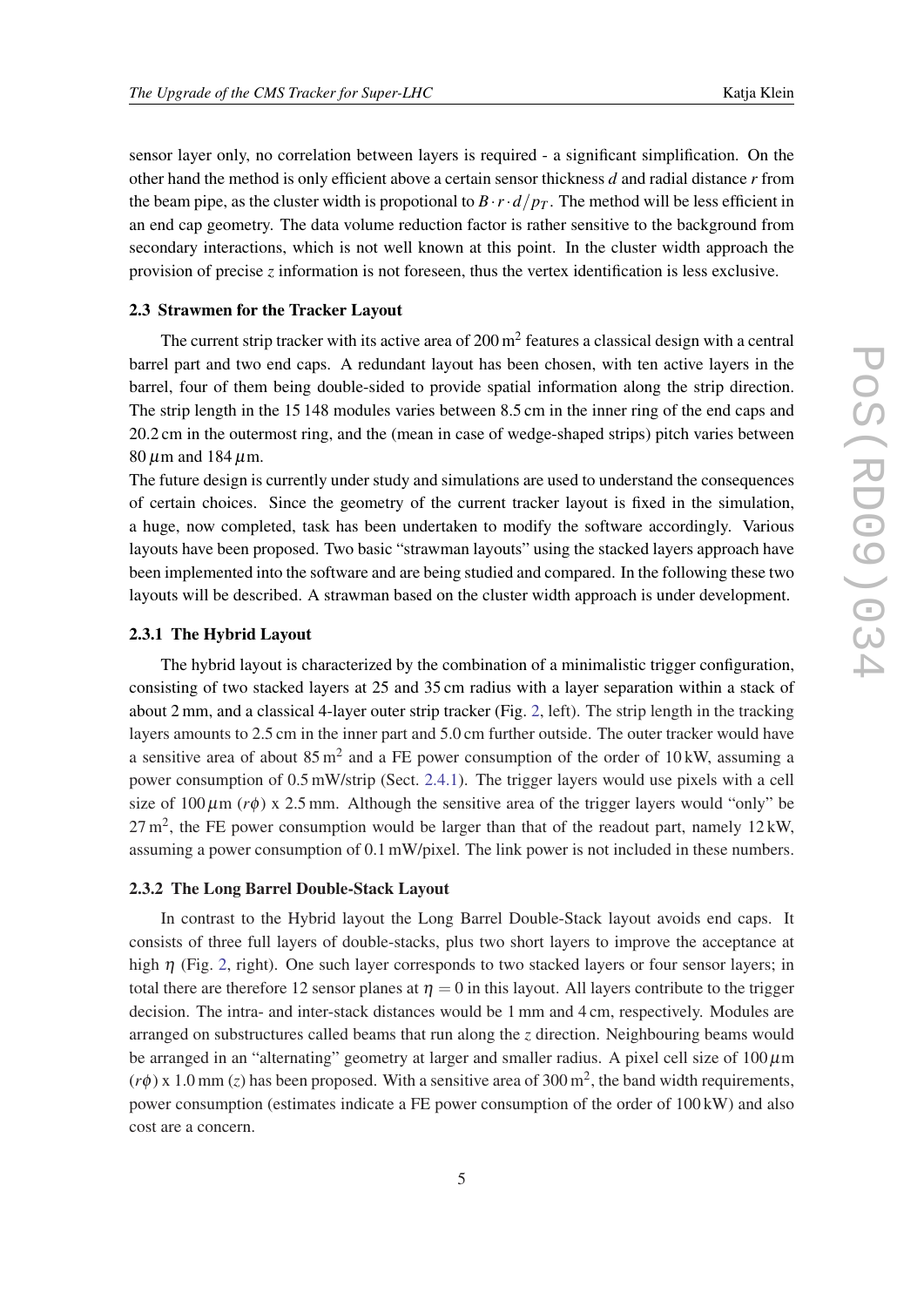sensor layer only, no correlation between layers is required - a significant simplification. On the other hand the method is only efficient above a certain sensor thickness $d$ and radial distance $r$ from the beam pipe, as the cluster width is propotional to $B \cdot r \cdot d / p_T$. The method will be less efficient in an end cap geometry. The data volume reduction factor is rather sensitive to the background from secondary interactions, which is not well known at this point. In the cluster width approach the provision of precise $z$ information is not foreseen, thus the vertex identification is less exclusive.

### 2.3 Strawmen for the Tracker Layout

The current strip tracker with its active area of 200 m$^2$ features a classical design with a central barrel part and two end caps. A redundant layout has been chosen, with ten active layers in the barrel, four of them being double-sided to provide spatial information along the strip direction. The strip length in the 15 148 modules varies between 8.5 cm in the inner ring of the end caps and 20.2 cm in the outermost ring, and the (mean in case of wedge-shaped strips) pitch varies between 80 $\mu$m and 184 $\mu$m.

The future design is currently under study and simulations are used to understand the consequences of certain choices. Since the geometry of the current tracker layout is fixed in the simulation, a huge, now completed, task has been undertaken to modify the software accordingly. Various layouts have been proposed. Two basic "strawman layouts" using the stacked layers approach have been implemented into the software and are being studied and compared. In the following these two layouts will be described. A strawman based on the cluster width approach is under development.

#### 2.3.1 The Hybrid Layout

The hybrid layout is characterized by the combination of a minimalistic trigger configuration, consisting of two stacked layers at 25 and 35 cm radius with a layer separation within a stack of about 2 mm, and a classical 4-layer outer strip tracker (Fig. 2, left). The strip length in the tracking layers amounts to 2.5 cm in the inner part and 5.0 cm further outside. The outer tracker would have a sensitive area of about 85 m$^2$ and a FE power consumption of the order of 10 kW, assuming a power consumption of 0.5 mW/strip (Sect. 2.4.1). The trigger layers would use pixels with a cell size of 100 $\mu$m ($r\phi$) x 2.5 mm. Although the sensitive area of the trigger layers would "only" be 27 m$^2$, the FE power consumption would be larger than that of the readout part, namely 12 kW, assuming a power consumption of 0.1 mW/pixel. The link power is not included in these numbers.

#### 2.3.2 The Long Barrel Double-Stack Layout

In contrast to the Hybrid layout the Long Barrel Double-Stack layout avoids end caps. It consists of three full layers of double-stacks, plus two short layers to improve the acceptance at high $\eta$ (Fig. 2, right). One such layer corresponds to two stacked layers or four sensor layers; in total there are therefore 12 sensor planes at $\eta = 0$ in this layout. All layers contribute to the trigger decision. The intra- and inter-stack distances would be 1 mm and 4 cm, respectively. Modules are arranged on substructures called beams that run along the $z$ direction. Neighbouring beams would be arranged in an "alternating" geometry at larger and smaller radius. A pixel cell size of 100 $\mu$m ($r\phi$) x 1.0 mm ($z$) has been proposed. With a sensitive area of 300 m$^2$, the band width requirements, power consumption (estimates indicate a FE power consumption of the order of 100 kW) and also cost are a concern.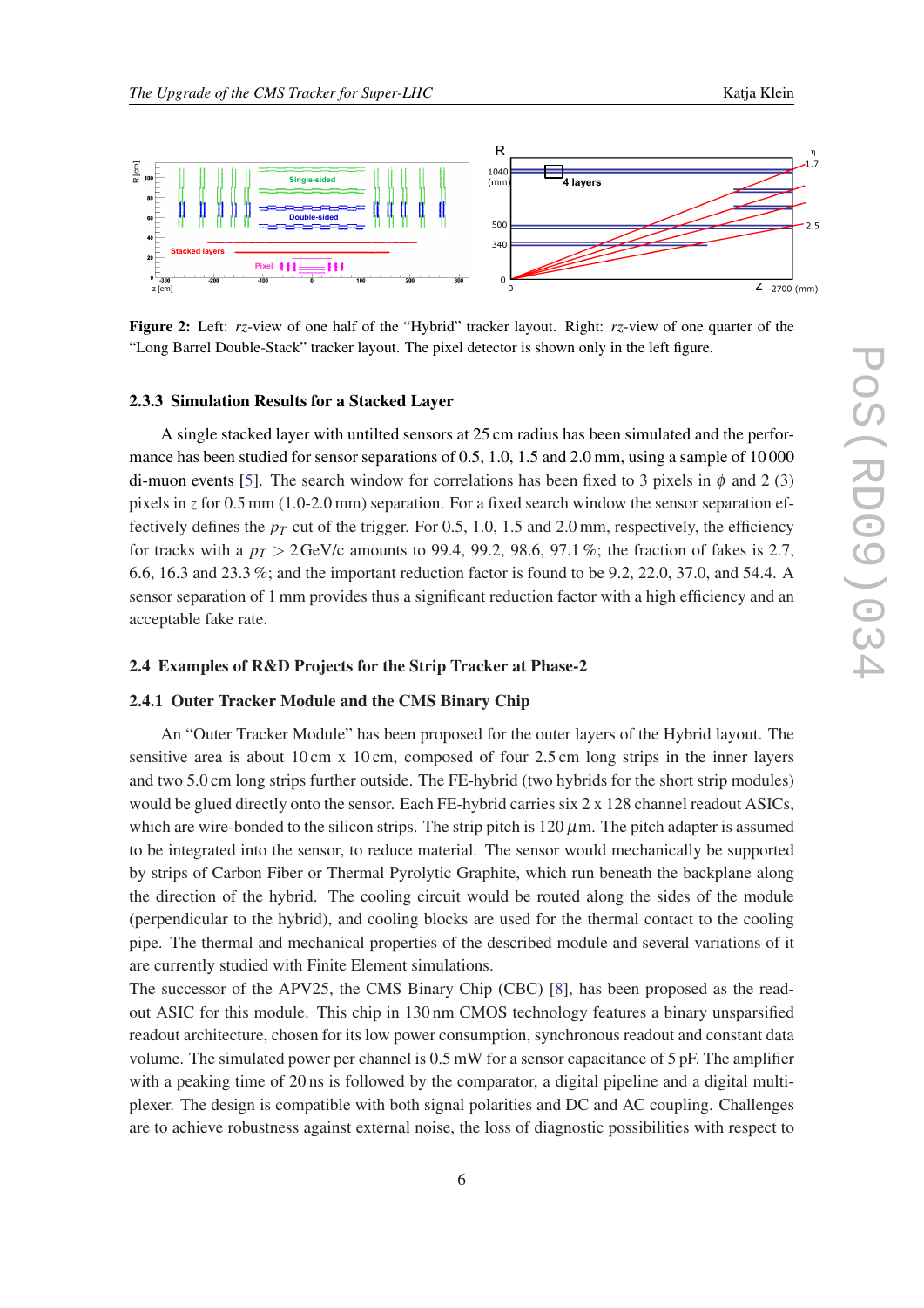**Figure 2:** Left: *rz*-view of one half of the "Hybrid" tracker layout. Right: *rz*-view of one quarter of the "Long Barrel Double-Stack" tracker layout. The pixel detector is shown only in the left figure.

### 2.3.3 Simulation Results for a Stacked Layer

A single stacked layer with untilted sensors at 25 cm radius has been simulated and the performance has been studied for sensor separations of 0.5, 1.0, 1.5 and 2.0 mm, using a sample of 10 000 di-muon events [5]. The search window for correlations has been fixed to 3 pixels in $\phi$ and 2 (3) pixels in $z$ for 0.5 mm (1.0-2.0 mm) separation. For a fixed search window the sensor separation effectively defines the $p_T$ cut of the trigger. For 0.5, 1.0, 1.5 and 2.0 mm, respectively, the efficiency for tracks with a $p_T > 2$ GeV/c amounts to 99.4, 99.2, 98.6, 97.1 %; the fraction of fakes is 2.7, 6.6, 16.3 and 23.3 %; and the important reduction factor is found to be 9.2, 22.0, 37.0, and 54.4. A sensor separation of 1 mm provides thus a significant reduction factor with a high efficiency and an acceptable fake rate.

## 2.4 Examples of R&D Projects for the Strip Tracker at Phase-2

### 2.4.1 Outer Tracker Module and the CMS Binary Chip

An "Outer Tracker Module" has been proposed for the outer layers of the Hybrid layout. The sensitive area is about 10 cm x 10 cm, composed of four 2.5 cm long strips in the inner layers and two 5.0 cm long strips further outside. The FE-hybrid (two hybrids for the short strip modules) would be glued directly onto the sensor. Each FE-hybrid carries six 2 x 128 channel readout ASICs, which are wire-bonded to the silicon strips. The strip pitch is 120 $\mu$m. The pitch adapter is assumed to be integrated into the sensor, to reduce material. The sensor would mechanically be supported by strips of Carbon Fiber or Thermal Pyrolytic Graphite, which run beneath the backplane along the direction of the hybrid. The cooling circuit would be routed along the sides of the module (perpendicular to the hybrid), and cooling blocks are used for the thermal contact to the cooling pipe. The thermal and mechanical properties of the described module and several variations of it are currently studied with Finite Element simulations.
The successor of the APV25, the CMS Binary Chip (CBC) [8], has been proposed as the readout ASIC for this module. This chip in 130 nm CMOS technology features a binary unsparsified readout architecture, chosen for its low power consumption, synchronous readout and constant data volume. The simulated power per channel is 0.5 mW for a sensor capacitance of 5 pF. The amplifier with a peaking time of 20 ns is followed by the comparator, a digital pipeline and a digital multiplexer. The design is compatible with both signal polarities and DC and AC coupling. Challenges are to achieve robustness against external noise, the loss of diagnostic possibilities with respect to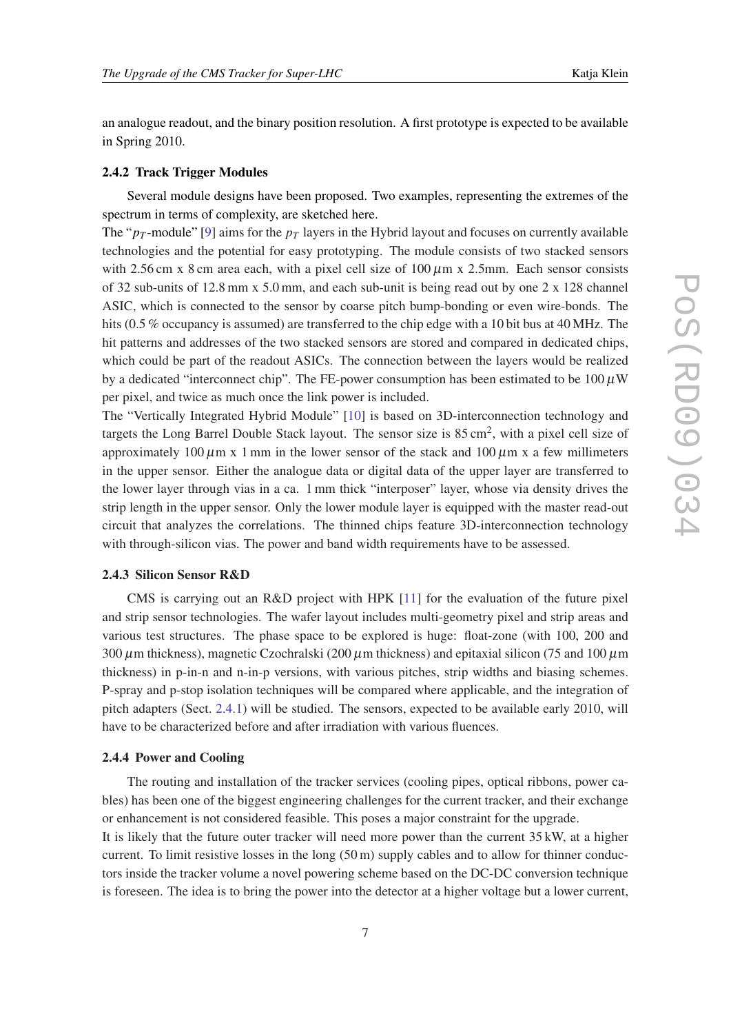an analogue readout, and the binary position resolution. A first prototype is expected to be available in Spring 2010.

#### 2.4.2 Track Trigger Modules

Several module designs have been proposed. Two examples, representing the extremes of the spectrum in terms of complexity, are sketched here.

The "$p_T$-module" [9] aims for the $p_T$ layers in the Hybrid layout and focuses on currently available technologies and the potential for easy prototyping. The module consists of two stacked sensors with 2.56 cm x 8 cm area each, with a pixel cell size of 100 $\mu$m x 2.5mm. Each sensor consists of 32 sub-units of 12.8 mm x 5.0 mm, and each sub-unit is being read out by one 2 x 128 channel ASIC, which is connected to the sensor by coarse pitch bump-bonding or even wire-bonds. The hits (0.5 % occupancy is assumed) are transferred to the chip edge with a 10 bit bus at 40 MHz. The hit patterns and addresses of the two stacked sensors are stored and compared in dedicated chips, which could be part of the readout ASICs. The connection between the layers would be realized by a dedicated "interconnect chip". The FE-power consumption has been estimated to be 100 $\mu$W per pixel, and twice as much once the link power is included.

The "Vertically Integrated Hybrid Module" [10] is based on 3D-interconnection technology and targets the Long Barrel Double Stack layout. The sensor size is 85 cm$^2$, with a pixel cell size of approximately 100 $\mu$m x 1 mm in the lower sensor of the stack and 100 $\mu$m x a few millimeters in the upper sensor. Either the analogue data or digital data of the upper layer are transferred to the lower layer through vias in a ca. 1 mm thick "interposer" layer, whose via density drives the strip length in the upper sensor. Only the lower module layer is equipped with the master read-out circuit that analyzes the correlations. The thinned chips feature 3D-interconnection technology with through-silicon vias. The power and band width requirements have to be assessed.

#### 2.4.3 Silicon Sensor R&D

CMS is carrying out an R&D project with HPK [11] for the evaluation of the future pixel and strip sensor technologies. The wafer layout includes multi-geometry pixel and strip areas and various test structures. The phase space to be explored is huge: float-zone (with 100, 200 and 300 $\mu$m thickness), magnetic Czochralski (200 $\mu$m thickness) and epitaxial silicon (75 and 100 $\mu$m thickness) in p-in-n and n-in-p versions, with various pitches, strip widths and biasing schemes. P-spray and p-stop isolation techniques will be compared where applicable, and the integration of pitch adapters (Sect. 2.4.1) will be studied. The sensors, expected to be available early 2010, will have to be characterized before and after irradiation with various fluences.

#### 2.4.4 Power and Cooling

The routing and installation of the tracker services (cooling pipes, optical ribbons, power cables) has been one of the biggest engineering challenges for the current tracker, and their exchange or enhancement is not considered feasible. This poses a major constraint for the upgrade.

It is likely that the future outer tracker will need more power than the current 35 kW, at a higher current. To limit resistive losses in the long (50 m) supply cables and to allow for thinner conductors inside the tracker volume a novel powering scheme based on the DC-DC conversion technique is foreseen. The idea is to bring the power into the detector at a higher voltage but a lower current,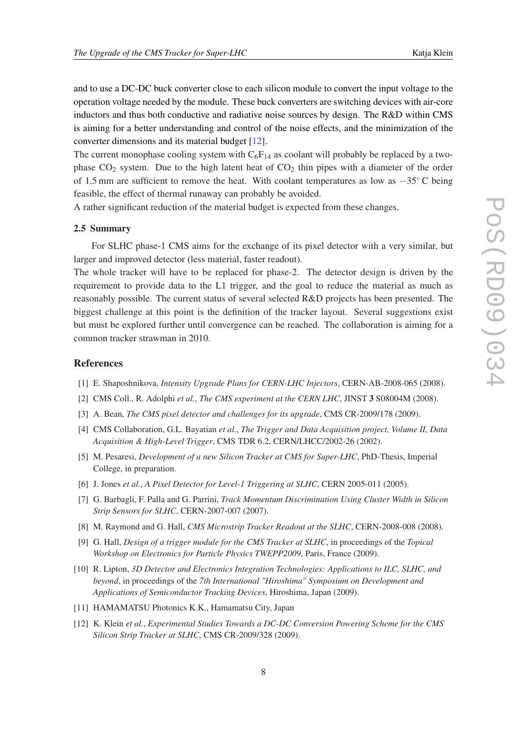and to use a DC-DC buck converter close to each silicon module to convert the input voltage to the operation voltage needed by the module. These buck converters are switching devices with air-core inductors and thus both conductive and radiative noise sources by design. The R&D within CMS is aiming for a better understanding and control of the noise effects, and the minimization of the converter dimensions and its material budget [12].

The current monophase cooling system with $C_6F_{14}$ as coolant will probably be replaced by a two-phase $CO_2$ system. Due to the high latent heat of $CO_2$ thin pipes with a diameter of the order of 1.5 mm are sufficient to remove the heat. With coolant temperatures as low as $-35^\circ$ C being feasible, the effect of thermal runaway can probably be avoided.

A rather significant reduction of the material budget is expected from these changes.

### 2.5 Summary

For SLHC phase-1 CMS aims for the exchange of its pixel detector with a very similar, but larger and improved detector (less material, faster readout).

The whole tracker will have to be replaced for phase-2. The detector design is driven by the requirement to provide data to the L1 trigger, and the goal to reduce the material as much as reasonably possible. The current status of several selected R&D projects has been presented. The biggest challenge at this point is the definition of the tracker layout. Several suggestions exist but must be explored further until convergence can be reached. The collaboration is aiming for a common tracker strawman in 2010.

## References

[1] E. Shaposhnikova, *Intensity Upgrade Plans for CERN-LHC Injectors*, CERN-AB-2008-065 (2008).

[2] CMS Coll., R. Adolphi *et al.*, *The CMS experiment at the CERN LHC*, JINST **3** S08004M (2008).

[3] A. Bean, *The CMS pixel detector and challenges for its upgrade*, CMS CR-2009/178 (2009).

[4] CMS Collaboration, G.L. Bayatian *et al.*, *The Trigger and Data Acquisition project, Volume II, Data Acquisition & High-Level Trigger*, CMS TDR 6.2, CERN/LHCC/2002-26 (2002).

[5] M. Pesaresi, *Development of a new Silicon Tracker at CMS for Super-LHC*, PhD-Thesis, Imperial College, in preparation.

[6] J. Jones *et al.*, *A Pixel Detector for Level-1 Triggering at SLHC*, CERN 2005-011 (2005).

[7] G. Barbagli, F. Palla and G. Parrini, *Track Momentum Discrimination Using Cluster Width in Silicon Strip Sensors for SLHC*, CERN-2007-007 (2007).

[8] M. Raymond and G. Hall, *CMS Microstrip Tracker Readout at the SLHC*, CERN-2008-008 (2008).

[9] G. Hall, *Design of a trigger module for the CMS Tracker at SLHC*, in proceedings of the *Topical Workshop on Electronics for Particle Physics TWEPP2009*, Paris, France (2009).

[10] R. Lipton, *3D Detector and Electronics Integration Technologies: Applications to ILC, SLHC, and beyond*, in proceedings of the *7th International "Hiroshima" Symposium on Development and Applications of Semiconductor Tracking Devices*, Hiroshima, Japan (2009).

[11] HAMAMATSU Photonics K.K., Hamamatsu City, Japan

[12] K. Klein *et al.*, *Experimental Studies Towards a DC-DC Conversion Powering Scheme for the CMS Silicon Strip Tracker at SLHC*, CMS CR-2009/328 (2009).